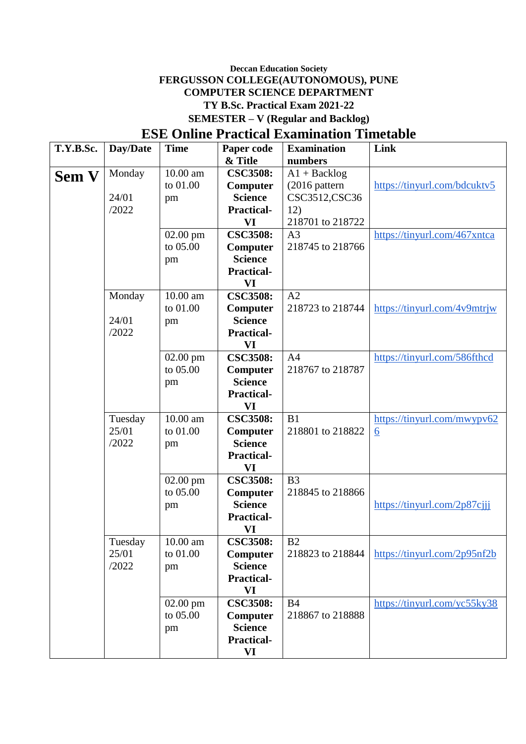**Deccan Education Society**

**FERGUSSON COLLEGE(AUTONOMOUS), PUNE**

**COMPUTER SCIENCE DEPARTMENT**

**TY B.Sc. Practical Exam 2021-22**

**SEMESTER – V (Regular and Backlog)**

# ESE Online Practical Examination Timetable

| T.Y.B.Sc. | Day/Date | Time | Paper code & Title | Examination numbers | Link |
|---|---|---|---|---|---|
| **Sem V** | Monday 24/01 /2022 | 10.00 am to 01.00 pm | **CSC3508: Computer Science Practical-VI** | A1 + Backlog (2016 pattern CSC3512,CSC3612) 218701 to 218722 | https://tinyurl.com/bdcuktv5 |
| | | 02.00 pm to 05.00 pm | **CSC3508: Computer Science Practical-VI** | A3 218745 to 218766 | https://tinyurl.com/467xntca |
| | Monday 24/01 /2022 | 10.00 am to 01.00 pm | **CSC3508: Computer Science Practical-VI** | A2 218723 to 218744 | https://tinyurl.com/4v9mtrjw |
| | | 02.00 pm to 05.00 pm | **CSC3508: Computer Science Practical-VI** | A4 218767 to 218787 | https://tinyurl.com/586fthcd |
| | Tuesday 25/01 /2022 | 10.00 am to 01.00 pm | **CSC3508: Computer Science Practical-VI** | B1 218801 to 218822 | https://tinyurl.com/mwypv626 |
| | | 02.00 pm to 05.00 pm | **CSC3508: Computer Science Practical-VI** | B3 218845 to 218866 | https://tinyurl.com/2p87cjjj |
| | Tuesday 25/01 /2022 | 10.00 am to 01.00 pm | **CSC3508: Computer Science Practical-VI** | B2 218823 to 218844 | https://tinyurl.com/2p95nf2b |
| | | 02.00 pm to 05.00 pm | **CSC3508: Computer Science Practical-VI** | B4 218867 to 218888 | https://tinyurl.com/yc55ky38 |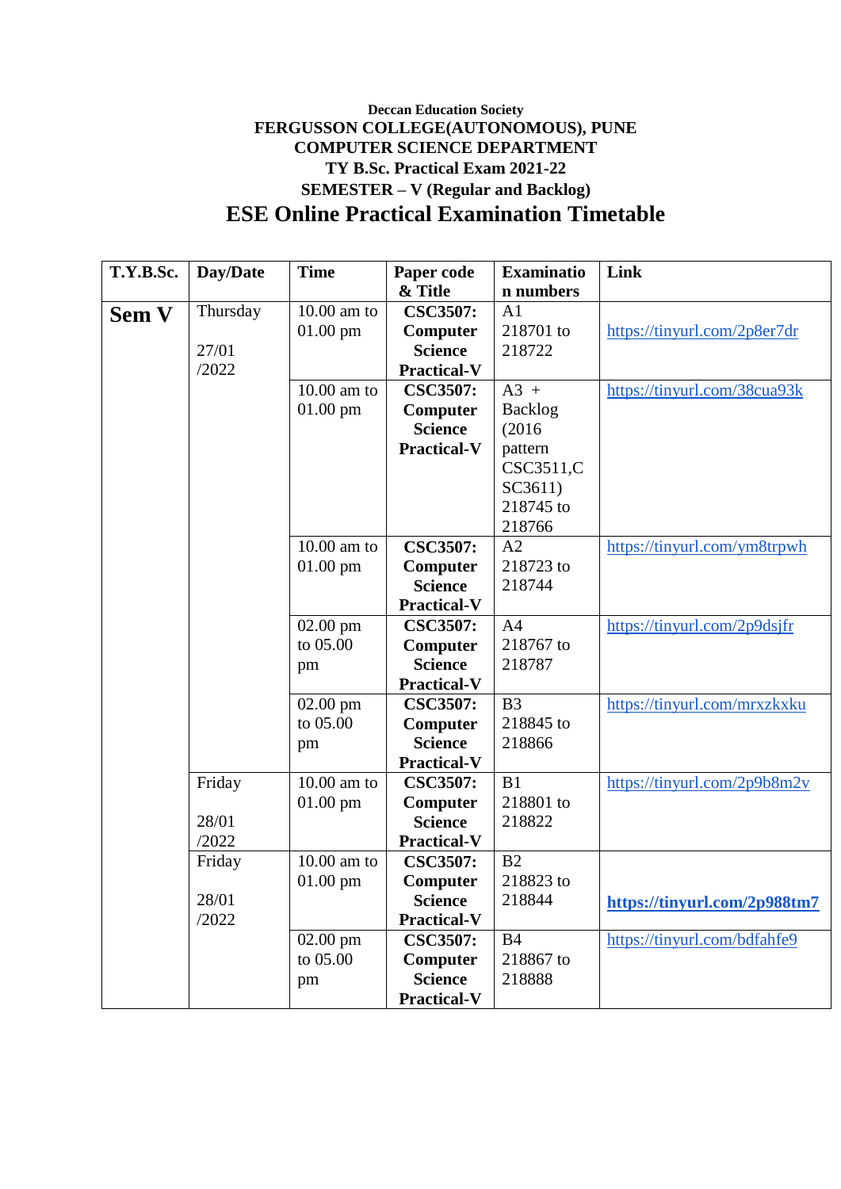Deccan Education Society

**FERGUSSON COLLEGE(AUTONOMOUS), PUNE**

**COMPUTER SCIENCE DEPARTMENT**

**TY B.Sc. Practical Exam 2021-22**

**SEMESTER – V (Regular and Backlog)**

# ESE Online Practical Examination Timetable

| T.Y.B.Sc. | Day/Date | Time | Paper code & Title | Examination numbers | Link |
|---|---|---|---|---|---|
| **Sem V** | Thursday 27/01/2022 | 10.00 am to 01.00 pm | **CSC3507: Computer Science Practical-V** | A1 218701 to 218722 | https://tinyurl.com/2p8er7dr |
| | | 10.00 am to 01.00 pm | **CSC3507: Computer Science Practical-V** | A3 + Backlog (2016 pattern CSC3511,CSC3611) 218745 to 218766 | https://tinyurl.com/38cua93k |
| | | 10.00 am to 01.00 pm | **CSC3507: Computer Science Practical-V** | A2 218723 to 218744 | https://tinyurl.com/ym8trpwh |
| | | 02.00 pm to 05.00 pm | **CSC3507: Computer Science Practical-V** | A4 218767 to 218787 | https://tinyurl.com/2p9dsjfr |
| | | 02.00 pm to 05.00 pm | **CSC3507: Computer Science Practical-V** | B3 218845 to 218866 | https://tinyurl.com/mrxzkxku |
| | Friday 28/01/2022 | 10.00 am to 01.00 pm | **CSC3507: Computer Science Practical-V** | B1 218801 to 218822 | https://tinyurl.com/2p9b8m2v |
| | Friday 28/01/2022 | 10.00 am to 01.00 pm | **CSC3507: Computer Science Practical-V** | B2 218823 to 218844 | **https://tinyurl.com/2p988tm7** |
| | | 02.00 pm to 05.00 pm | **CSC3507: Computer Science Practical-V** | B4 218867 to 218888 | https://tinyurl.com/bdfahfe9 |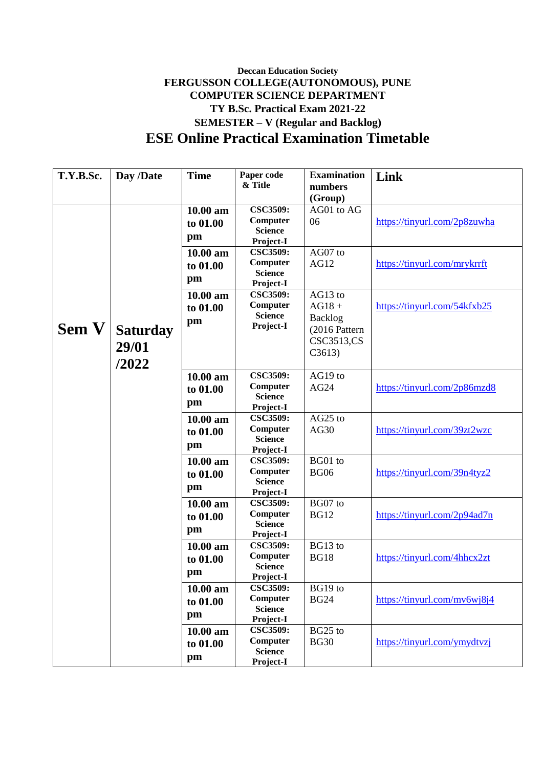Deccan Education Society

**FERGUSSON COLLEGE(AUTONOMOUS), PUNE**

**COMPUTER SCIENCE DEPARTMENT**

**TY B.Sc. Practical Exam 2021-22**

**SEMESTER – V (Regular and Backlog)**

# ESE Online Practical Examination Timetable

| T.Y.B.Sc. | Day /Date | Time | Paper code & Title | Examination numbers (Group) | Link |
|---|---|---|---|---|---|
| **Sem V** | **Saturday 29/01 /2022** | 10.00 am to 01.00 pm | CSC3509: Computer Science Project-I | AG01 to AG 06 | https://tinyurl.com/2p8zuwha |
| | | 10.00 am to 01.00 pm | CSC3509: Computer Science Project-I | AG07 to AG12 | https://tinyurl.com/mrykrrft |
| | | 10.00 am to 01.00 pm | CSC3509: Computer Science Project-I | AG13 to AG18 + Backlog (2016 Pattern CSC3513,CSC3613) | https://tinyurl.com/54kfxb25 |
| | | 10.00 am to 01.00 pm | CSC3509: Computer Science Project-I | AG19 to AG24 | https://tinyurl.com/2p86mzd8 |
| | | 10.00 am to 01.00 pm | CSC3509: Computer Science Project-I | AG25 to AG30 | https://tinyurl.com/39zt2wzc |
| | | 10.00 am to 01.00 pm | CSC3509: Computer Science Project-I | BG01 to BG06 | https://tinyurl.com/39n4tyz2 |
| | | 10.00 am to 01.00 pm | CSC3509: Computer Science Project-I | BG07 to BG12 | https://tinyurl.com/2p94ad7n |
| | | 10.00 am to 01.00 pm | CSC3509: Computer Science Project-I | BG13 to BG18 | https://tinyurl.com/4hhcx2zt |
| | | 10.00 am to 01.00 pm | CSC3509: Computer Science Project-I | BG19 to BG24 | https://tinyurl.com/mv6wj8j4 |
| | | 10.00 am to 01.00 pm | CSC3509: Computer Science Project-I | BG25 to BG30 | https://tinyurl.com/ymydtvzj |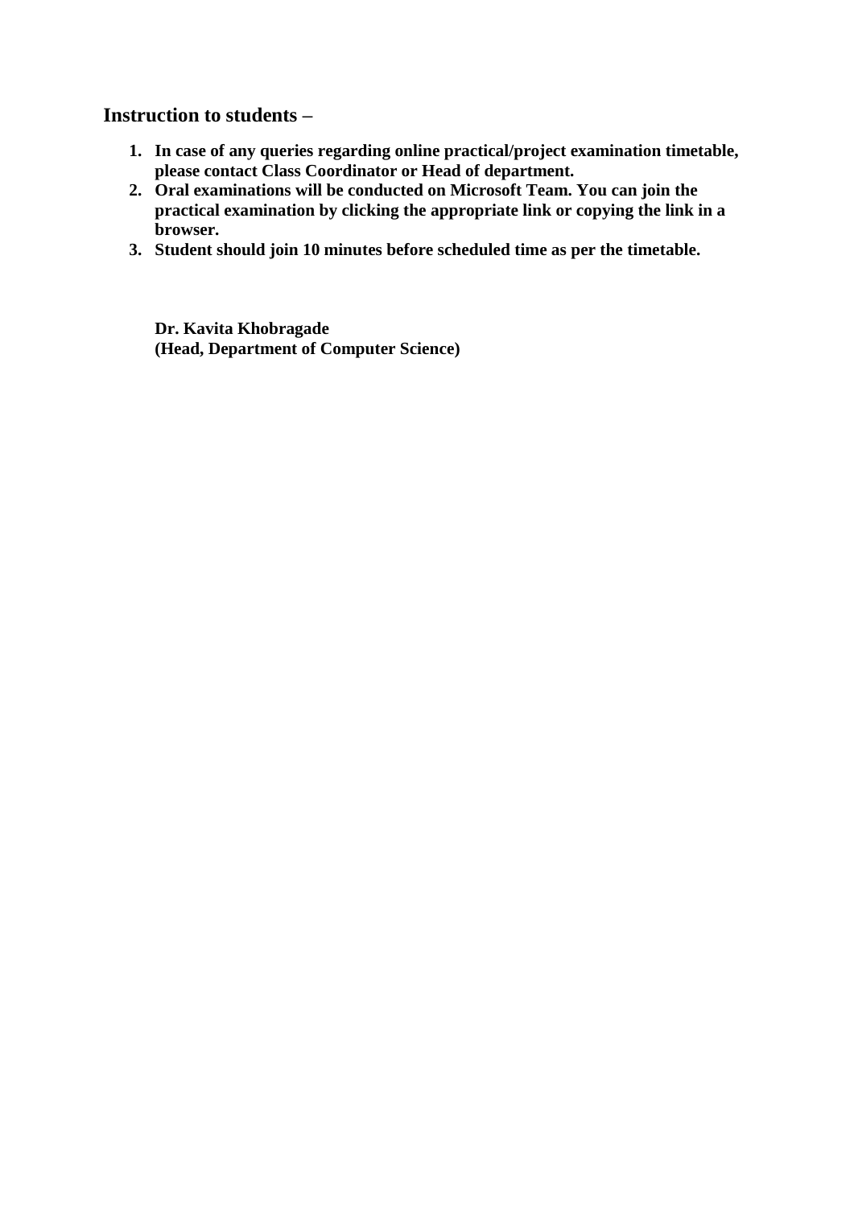## Instruction to students –

1. **In case of any queries regarding online practical/project examination timetable, please contact Class Coordinator or Head of department.**
2. **Oral examinations will be conducted on Microsoft Team. You can join the practical examination by clicking the appropriate link or copying the link in a browser.**
3. **Student should join 10 minutes before scheduled time as per the timetable.**

**Dr. Kavita Khobragade**
**(Head, Department of Computer Science)**